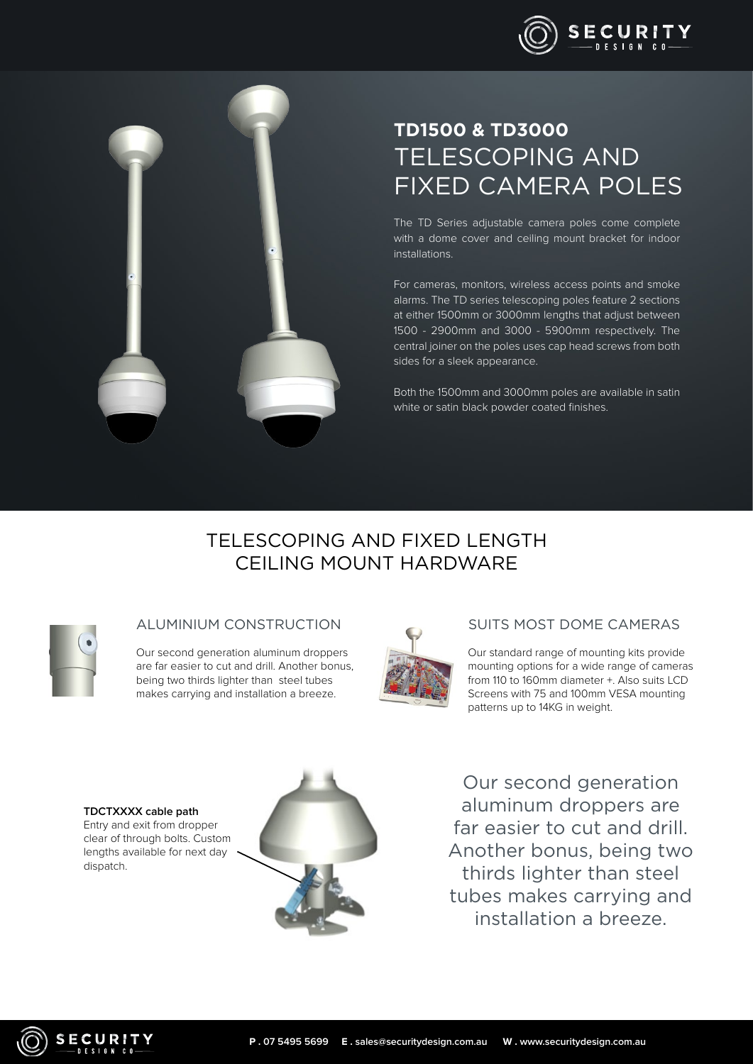# TD1500 & TD3000
## TELESCOPING AND FIXED CAMERA POLES

The TD Series adjustable camera poles come complete with a dome cover and ceiling mount bracket for indoor installations.

For cameras, monitors, wireless access points and smoke alarms. The TD series telescoping poles feature 2 sections at either 1500mm or 3000mm lengths that adjust between 1500 - 2900mm and 3000 - 5900mm respectively. The central joiner on the poles uses cap head screws from both sides for a sleek appearance.

Both the 1500mm and 3000mm poles are available in satin white or satin black powder coated finishes.

## TELESCOPING AND FIXED LENGTH CEILING MOUNT HARDWARE

### ALUMINIUM CONSTRUCTION

Our second generation aluminum droppers are far easier to cut and drill. Another bonus, being two thirds lighter than steel tubes makes carrying and installation a breeze.

### SUITS MOST DOME CAMERAS

Our standard range of mounting kits provide mounting options for a wide range of cameras from 110 to 160mm diameter +. Also suits LCD Screens with 75 and 100mm VESA mounting patterns up to 14KG in weight.

**TDCTXXXX cable path**
Entry and exit from dropper clear of through bolts. Custom lengths available for next day dispatch.

Our second generation aluminum droppers are far easier to cut and drill. Another bonus, being two thirds lighter than steel tubes makes carrying and installation a breeze.

**P .** 07 5495 5699 **E .** sales@securitydesign.com.au **W .** www.securitydesign.com.au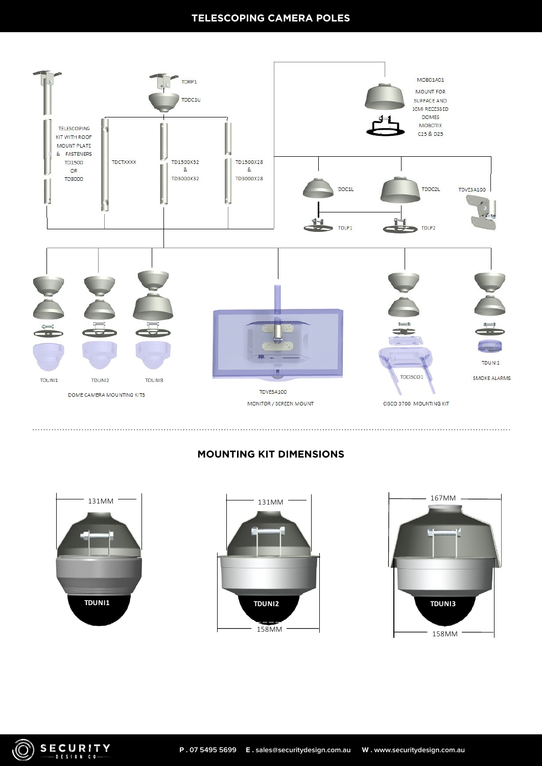# TELESCOPING CAMERA POLES

TDRP1

TDDC1U

TELESCOPING KIT WITH ROOF MOUNT PLATE & FASTENERS TD1500 OR TD3000

TDCTXXXX

TD1500X32 & TD3000X32

TD1500X28 & TD3000X28

MOB01A01

MOUNT FOR SURFACE AND SEMI RECESSED DOMES MOBOTIX C25 & D25

TDDC1L

TDDC2L

TDVESA100

TDLP1

TDLP2

TDUNI1

TDUNI2

TDUNI3

DOME CAMERA MOUNTING KITS

TDVESA100

MONITOR / SCREEN MOUNT

TDCISCO1

CISCO 3700 MOUNTING KIT

TDUNI1

SMOKE ALARMS

## MOUNTING KIT DIMENSIONS

TDUNI1 — 131MM

TDUNI2 — 131MM, 158MM

TDUNI3 — 167MM, 158MM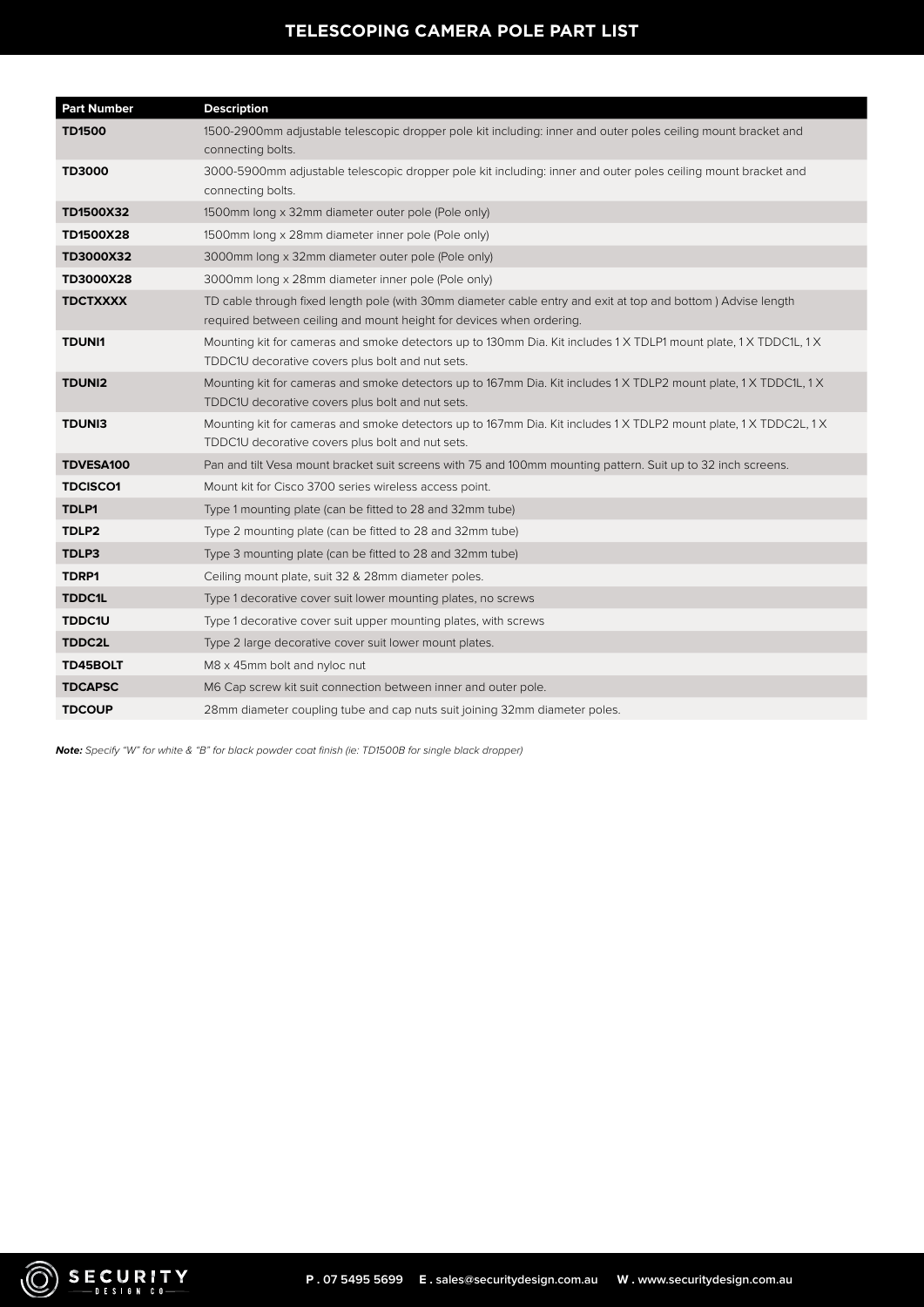# TELESCOPING CAMERA POLE PART LIST

| Part Number | Description |
|---|---|
| **TD1500** | 1500-2900mm adjustable telescopic dropper pole kit including: inner and outer poles ceiling mount bracket and connecting bolts. |
| **TD3000** | 3000-5900mm adjustable telescopic dropper pole kit including: inner and outer poles ceiling mount bracket and connecting bolts. |
| **TD1500X32** | 1500mm long x 32mm diameter outer pole (Pole only) |
| **TD1500X28** | 1500mm long x 28mm diameter inner pole (Pole only) |
| **TD3000X32** | 3000mm long x 32mm diameter outer pole (Pole only) |
| **TD3000X28** | 3000mm long x 28mm diameter inner pole (Pole only) |
| **TDCTXXXX** | TD cable through fixed length pole (with 30mm diameter cable entry and exit at top and bottom ) Advise length required between ceiling and mount height for devices when ordering. |
| **TDUNI1** | Mounting kit for cameras and smoke detectors up to 130mm Dia. Kit includes 1 X TDLP1 mount plate, 1 X TDDC1L, 1 X TDDC1U decorative covers plus bolt and nut sets. |
| **TDUNI2** | Mounting kit for cameras and smoke detectors up to 167mm Dia. Kit includes 1 X TDLP2 mount plate, 1 X TDDC1L, 1 X TDDC1U decorative covers plus bolt and nut sets. |
| **TDUNI3** | Mounting kit for cameras and smoke detectors up to 167mm Dia. Kit includes 1 X TDLP2 mount plate, 1 X TDDC2L, 1 X TDDC1U decorative covers plus bolt and nut sets. |
| **TDVESA100** | Pan and tilt Vesa mount bracket suit screens with 75 and 100mm mounting pattern. Suit up to 32 inch screens. |
| **TDCISCO1** | Mount kit for Cisco 3700 series wireless access point. |
| **TDLP1** | Type 1 mounting plate (can be fitted to 28 and 32mm tube) |
| **TDLP2** | Type 2 mounting plate (can be fitted to 28 and 32mm tube) |
| **TDLP3** | Type 3 mounting plate (can be fitted to 28 and 32mm tube) |
| **TDRP1** | Ceiling mount plate, suit 32 & 28mm diameter poles. |
| **TDDC1L** | Type 1 decorative cover suit lower mounting plates, no screws |
| **TDDC1U** | Type 1 decorative cover suit upper mounting plates, with screws |
| **TDDC2L** | Type 2 large decorative cover suit lower mount plates. |
| **TD45BOLT** | M8 x 45mm bolt and nyloc nut |
| **TDCAPSC** | M6 Cap screw kit suit connection between inner and outer pole. |
| **TDCOUP** | 28mm diameter coupling tube and cap nuts suit joining 32mm diameter poles. |

***Note:*** *Specify "W" for white & "B" for black powder coat finish (ie: TD1500B for single black dropper)*

SECURITY DESIGN CO

**P .** 07 5495 5699 **E .** sales@securitydesign.com.au **W .** www.securitydesign.com.au